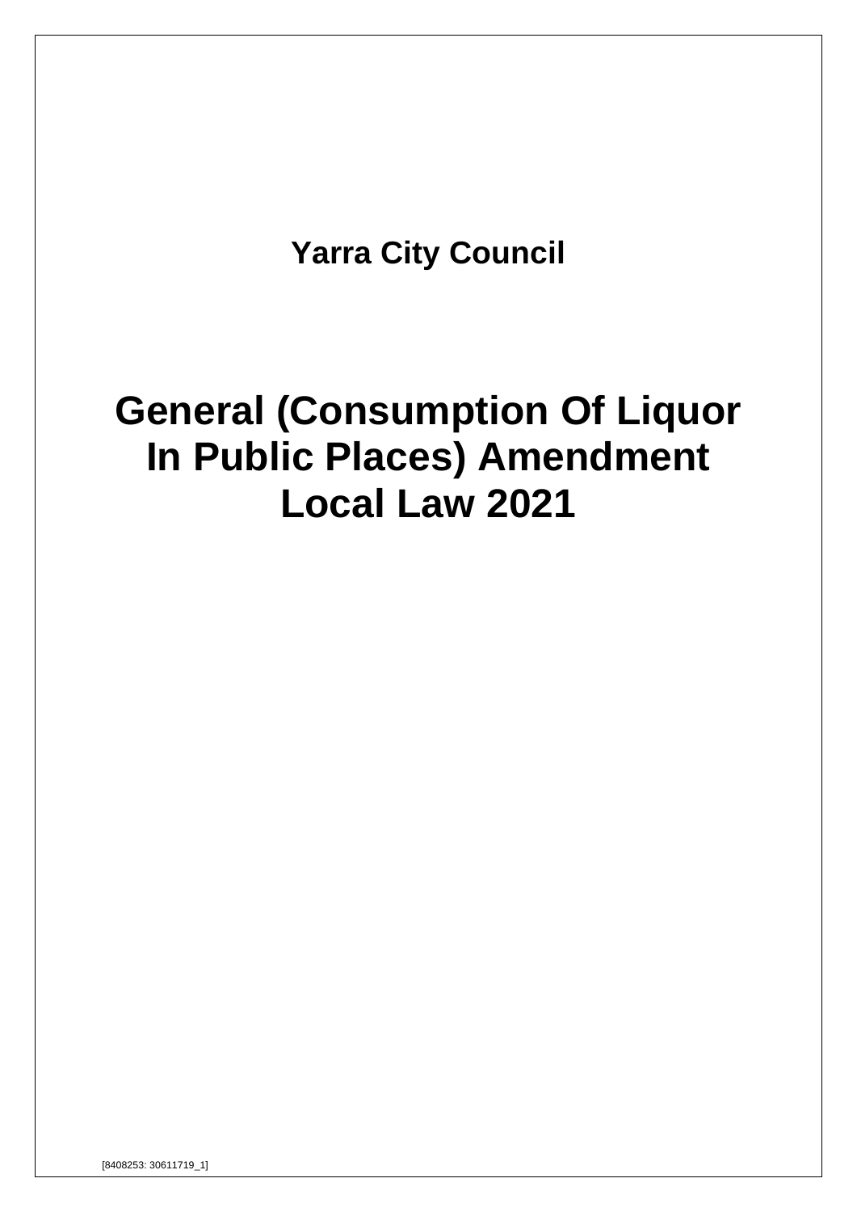**Yarra City Council**

# General (Consumption Of Liquor In Public Places) Amendment Local Law 2021

[8408253: 30611719_1]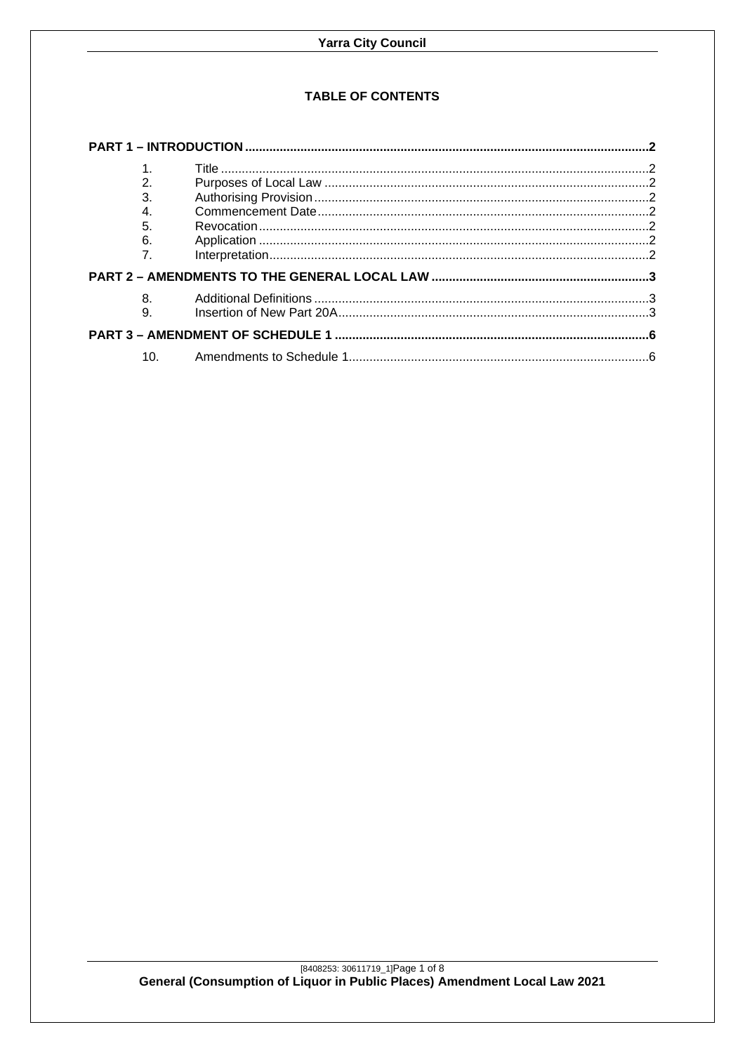## TABLE OF CONTENTS

**PART 1 – INTRODUCTION** .......... **2**

1. Title .......... 2
2. Purposes of Local Law .......... 2
3. Authorising Provision .......... 2
4. Commencement Date .......... 2
5. Revocation .......... 2
6. Application .......... 2
7. Interpretation .......... 2

**PART 2 – AMENDMENTS TO THE GENERAL LOCAL LAW** .......... **3**

8. Additional Definitions .......... 3
9. Insertion of New Part 20A .......... 3

**PART 3 – AMENDMENT OF SCHEDULE 1** .......... **6**

10. Amendments to Schedule 1 .......... 6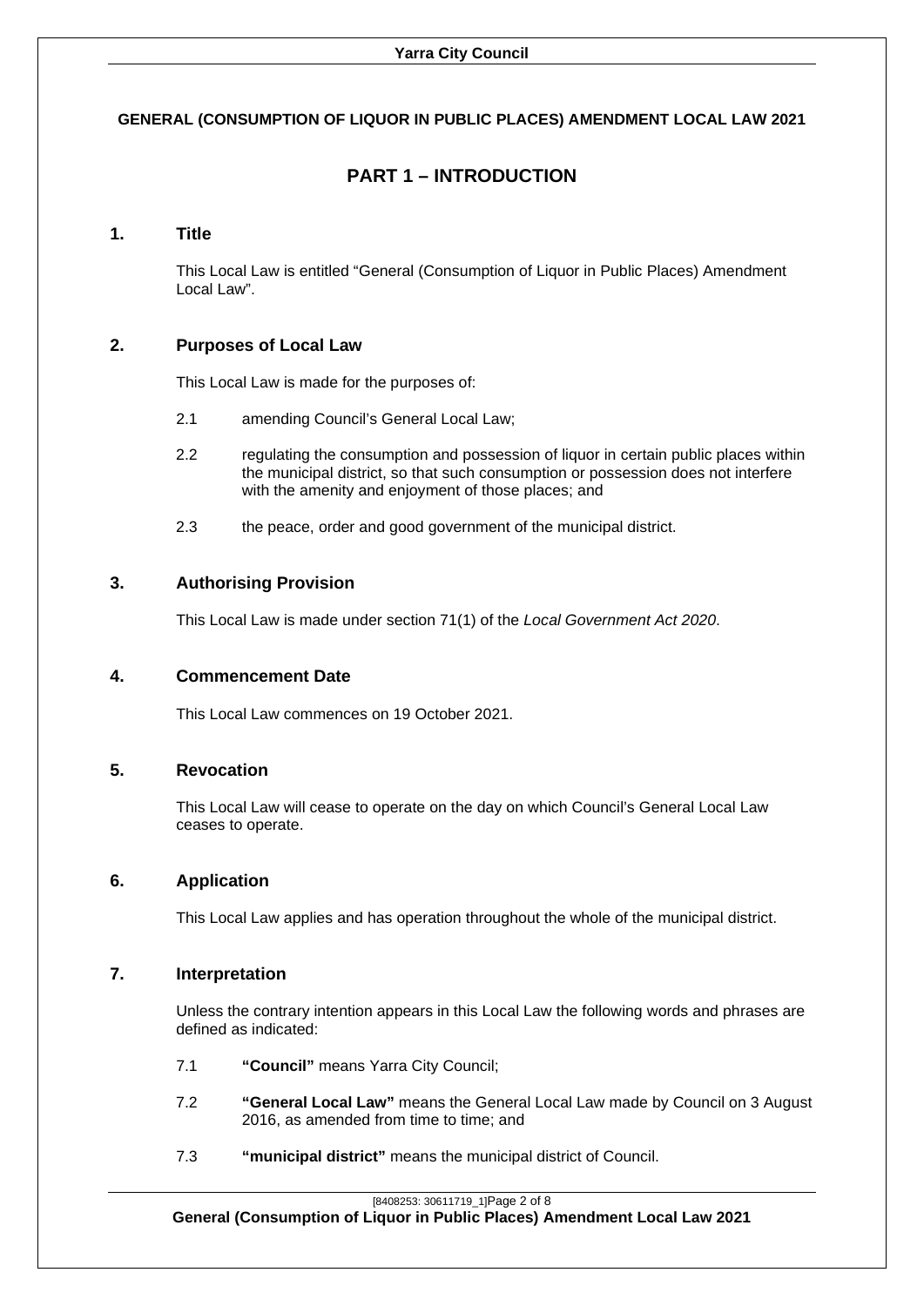# GENERAL (CONSUMPTION OF LIQUOR IN PUBLIC PLACES) AMENDMENT LOCAL LAW 2021

## PART 1 – INTRODUCTION

### 1. Title

This Local Law is entitled "General (Consumption of Liquor in Public Places) Amendment Local Law".

### 2. Purposes of Local Law

This Local Law is made for the purposes of:

2.1 amending Council's General Local Law;

2.2 regulating the consumption and possession of liquor in certain public places within the municipal district, so that such consumption or possession does not interfere with the amenity and enjoyment of those places; and

2.3 the peace, order and good government of the municipal district.

### 3. Authorising Provision

This Local Law is made under section 71(1) of the *Local Government Act 2020*.

### 4. Commencement Date

This Local Law commences on 19 October 2021.

### 5. Revocation

This Local Law will cease to operate on the day on which Council's General Local Law ceases to operate.

### 6. Application

This Local Law applies and has operation throughout the whole of the municipal district.

### 7. Interpretation

Unless the contrary intention appears in this Local Law the following words and phrases are defined as indicated:

7.1 **"Council"** means Yarra City Council;

7.2 **"General Local Law"** means the General Local Law made by Council on 3 August 2016, as amended from time to time; and

7.3 **"municipal district"** means the municipal district of Council.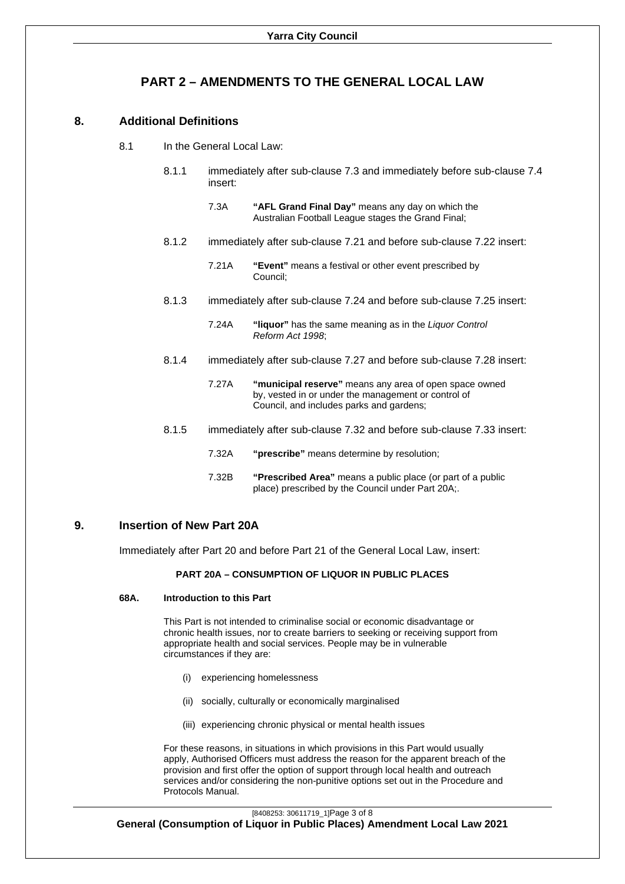# PART 2 – AMENDMENTS TO THE GENERAL LOCAL LAW

## 8. Additional Definitions

8.1 In the General Local Law:

8.1.1 immediately after sub-clause 7.3 and immediately before sub-clause 7.4 insert:

7.3A **"AFL Grand Final Day"** means any day on which the Australian Football League stages the Grand Final;

8.1.2 immediately after sub-clause 7.21 and before sub-clause 7.22 insert:

7.21A **"Event"** means a festival or other event prescribed by Council;

8.1.3 immediately after sub-clause 7.24 and before sub-clause 7.25 insert:

7.24A **"liquor"** has the same meaning as in the *Liquor Control Reform Act 1998*;

8.1.4 immediately after sub-clause 7.27 and before sub-clause 7.28 insert:

7.27A **"municipal reserve"** means any area of open space owned by, vested in or under the management or control of Council, and includes parks and gardens;

8.1.5 immediately after sub-clause 7.32 and before sub-clause 7.33 insert:

7.32A **"prescribe"** means determine by resolution;

7.32B **"Prescribed Area"** means a public place (or part of a public place) prescribed by the Council under Part 20A;.

## 9. Insertion of New Part 20A

Immediately after Part 20 and before Part 21 of the General Local Law, insert:

**PART 20A – CONSUMPTION OF LIQUOR IN PUBLIC PLACES**

**68A. Introduction to this Part**

This Part is not intended to criminalise social or economic disadvantage or chronic health issues, nor to create barriers to seeking or receiving support from appropriate health and social services. People may be in vulnerable circumstances if they are:

(i) experiencing homelessness

(ii) socially, culturally or economically marginalised

(iii) experiencing chronic physical or mental health issues

For these reasons, in situations in which provisions in this Part would usually apply, Authorised Officers must address the reason for the apparent breach of the provision and first offer the option of support through local health and outreach services and/or considering the non-punitive options set out in the Procedure and Protocols Manual.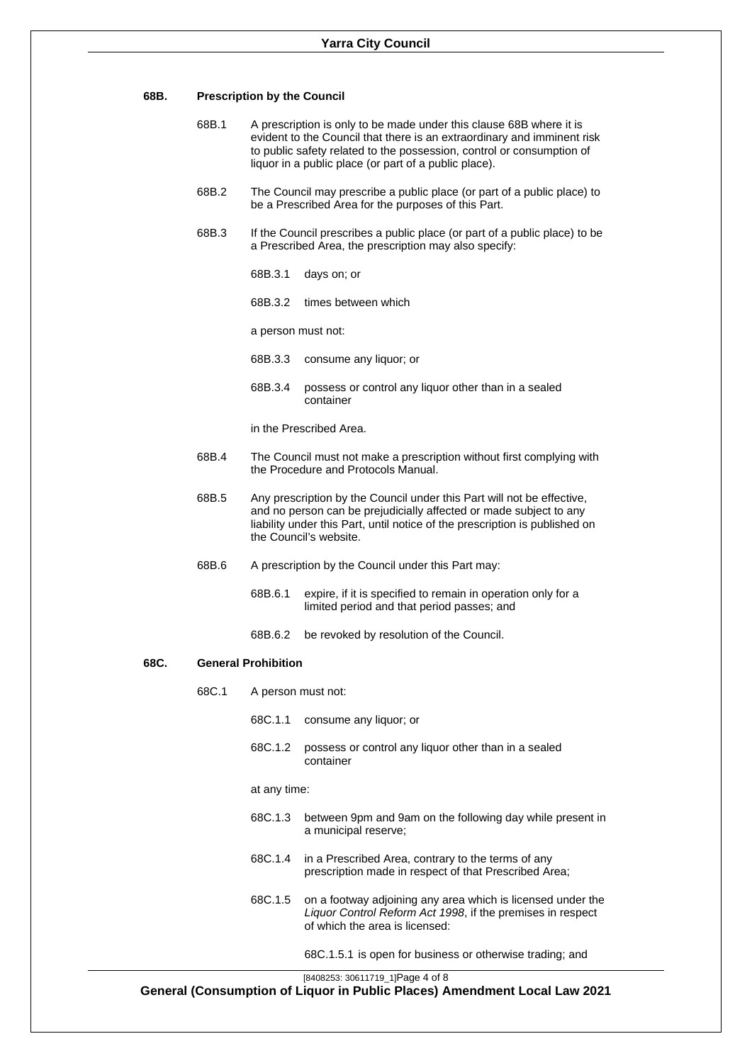### 68B. Prescription by the Council

68B.1 A prescription is only to be made under this clause 68B where it is evident to the Council that there is an extraordinary and imminent risk to public safety related to the possession, control or consumption of liquor in a public place (or part of a public place).

68B.2 The Council may prescribe a public place (or part of a public place) to be a Prescribed Area for the purposes of this Part.

68B.3 If the Council prescribes a public place (or part of a public place) to be a Prescribed Area, the prescription may also specify:

68B.3.1 days on; or

68B.3.2 times between which

a person must not:

68B.3.3 consume any liquor; or

68B.3.4 possess or control any liquor other than in a sealed container

in the Prescribed Area.

68B.4 The Council must not make a prescription without first complying with the Procedure and Protocols Manual.

68B.5 Any prescription by the Council under this Part will not be effective, and no person can be prejudicially affected or made subject to any liability under this Part, until notice of the prescription is published on the Council's website.

68B.6 A prescription by the Council under this Part may:

68B.6.1 expire, if it is specified to remain in operation only for a limited period and that period passes; and

68B.6.2 be revoked by resolution of the Council.

### 68C. General Prohibition

68C.1 A person must not:

68C.1.1 consume any liquor; or

68C.1.2 possess or control any liquor other than in a sealed container

at any time:

68C.1.3 between 9pm and 9am on the following day while present in a municipal reserve;

68C.1.4 in a Prescribed Area, contrary to the terms of any prescription made in respect of that Prescribed Area;

68C.1.5 on a footway adjoining any area which is licensed under the *Liquor Control Reform Act 1998*, if the premises in respect of which the area is licensed:

68C.1.5.1 is open for business or otherwise trading; and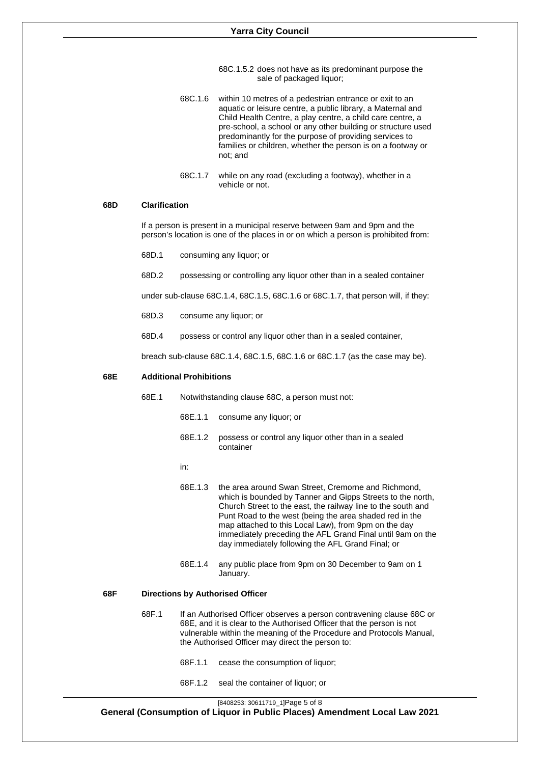68C.1.5.2 does not have as its predominant purpose the sale of packaged liquor;

68C.1.6 within 10 metres of a pedestrian entrance or exit to an aquatic or leisure centre, a public library, a Maternal and Child Health Centre, a play centre, a child care centre, a pre-school, a school or any other building or structure used predominantly for the purpose of providing services to families or children, whether the person is on a footway or not; and

68C.1.7 while on any road (excluding a footway), whether in a vehicle or not.

## 68D Clarification

If a person is present in a municipal reserve between 9am and 9pm and the person's location is one of the places in or on which a person is prohibited from:

68D.1 consuming any liquor; or

68D.2 possessing or controlling any liquor other than in a sealed container

under sub-clause 68C.1.4, 68C.1.5, 68C.1.6 or 68C.1.7, that person will, if they:

68D.3 consume any liquor; or

68D.4 possess or control any liquor other than in a sealed container,

breach sub-clause 68C.1.4, 68C.1.5, 68C.1.6 or 68C.1.7 (as the case may be).

## 68E Additional Prohibitions

68E.1 Notwithstanding clause 68C, a person must not:

68E.1.1 consume any liquor; or

68E.1.2 possess or control any liquor other than in a sealed container

in:

68E.1.3 the area around Swan Street, Cremorne and Richmond, which is bounded by Tanner and Gipps Streets to the north, Church Street to the east, the railway line to the south and Punt Road to the west (being the area shaded red in the map attached to this Local Law), from 9pm on the day immediately preceding the AFL Grand Final until 9am on the day immediately following the AFL Grand Final; or

68E.1.4 any public place from 9pm on 30 December to 9am on 1 January.

## 68F Directions by Authorised Officer

68F.1 If an Authorised Officer observes a person contravening clause 68C or 68E, and it is clear to the Authorised Officer that the person is not vulnerable within the meaning of the Procedure and Protocols Manual, the Authorised Officer may direct the person to:

68F.1.1 cease the consumption of liquor;

68F.1.2 seal the container of liquor; or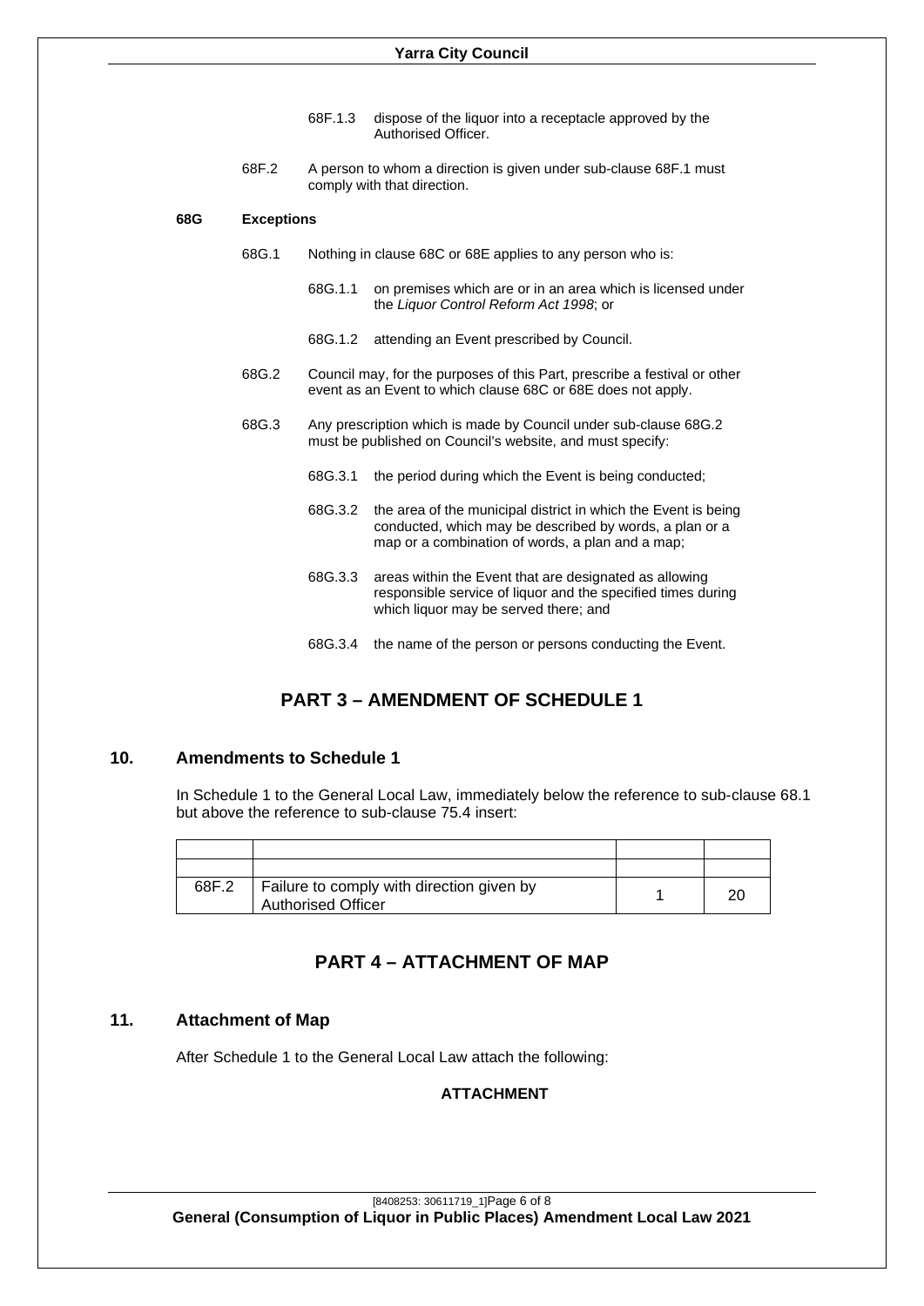68F.1.3 dispose of the liquor into a receptacle approved by the Authorised Officer.

68F.2 A person to whom a direction is given under sub-clause 68F.1 must comply with that direction.

**68G Exceptions**

68G.1 Nothing in clause 68C or 68E applies to any person who is:

68G.1.1 on premises which are or in an area which is licensed under the *Liquor Control Reform Act 1998*; or

68G.1.2 attending an Event prescribed by Council.

68G.2 Council may, for the purposes of this Part, prescribe a festival or other event as an Event to which clause 68C or 68E does not apply.

68G.3 Any prescription which is made by Council under sub-clause 68G.2 must be published on Council's website, and must specify:

68G.3.1 the period during which the Event is being conducted;

68G.3.2 the area of the municipal district in which the Event is being conducted, which may be described by words, a plan or a map or a combination of words, a plan and a map;

68G.3.3 areas within the Event that are designated as allowing responsible service of liquor and the specified times during which liquor may be served there; and

68G.3.4 the name of the person or persons conducting the Event.

## PART 3 – AMENDMENT OF SCHEDULE 1

### 10. Amendments to Schedule 1

In Schedule 1 to the General Local Law, immediately below the reference to sub-clause 68.1 but above the reference to sub-clause 75.4 insert:

| | | | |
|---|---|---|---|
| | | | |
| 68F.2 | Failure to comply with direction given by Authorised Officer | 1 | 20 |

## PART 4 – ATTACHMENT OF MAP

### 11. Attachment of Map

After Schedule 1 to the General Local Law attach the following:

**ATTACHMENT**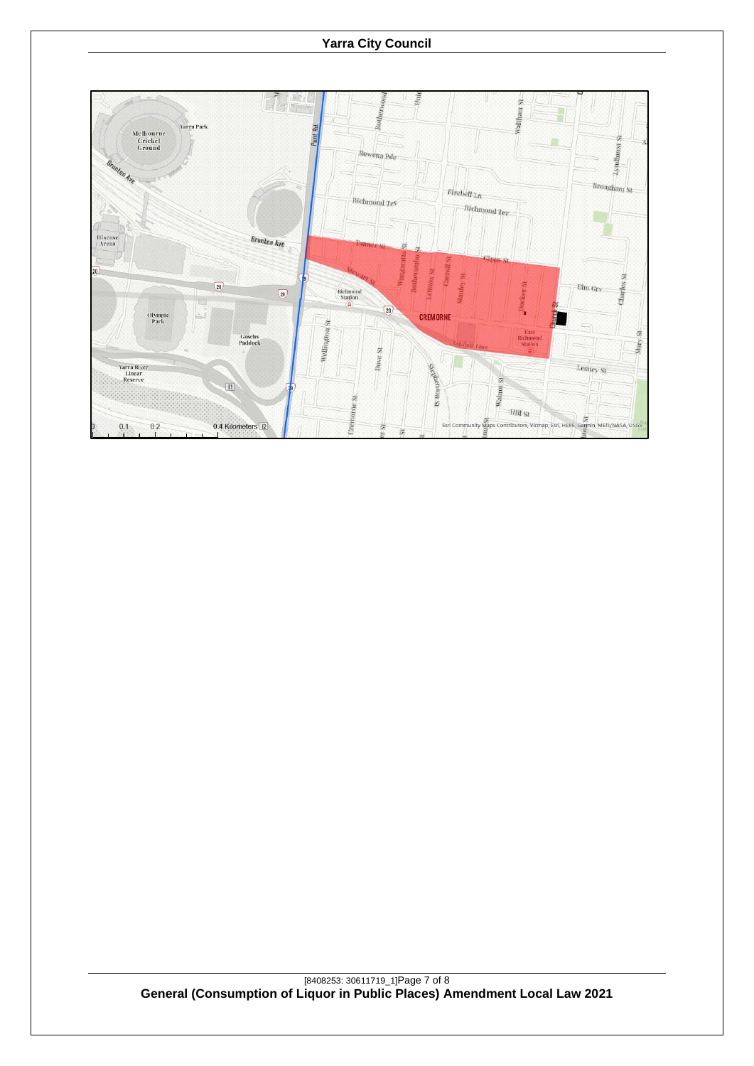Yarra Park

Melbourne Cricket Ground

Brunton Ave

Punt Rd

Rowena Pde

Richmond Tce

Firebell Ln

Richmond Tce

Broughamt St

Hisense Arena

Brunton Ave

Tanner St

Gipps St

Stewart St

Wangaratta St

Lennox St

Carroll St

Stanley St

Docker St

Church St

Elm Grv

Richmond Station

CREMORNE

Olympic Park

Gosch's Paddock

Wellington St

Duke St

East Richmond Station

Lesney St

Yarra River Linear Reserve

Cremorne St

Walnut St

Hill St

0 0.1 0.2 0.4 Kilometers

Esri Community Maps Contributors, Vicmap, Esri, HERE, Garmin, METI/NASA, USGS